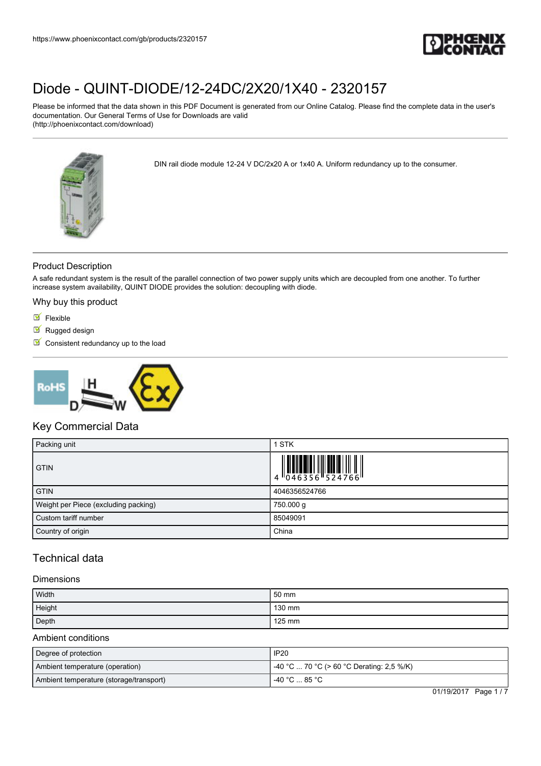# Diode - QUINT-DIODE/12-24DC/2X20/1X40 - 2320157

Please be informed that the data shown in this PDF Document is generated from our Online Catalog. Please find the complete data in the user's documentation. Our General Terms of Use for Downloads are valid (http://phoenixcontact.com/download)

DIN rail diode module 12-24 V DC/2x20 A or 1x40 A. Uniform redundancy up to the consumer.

## Product Description

A safe redundant system is the result of the parallel connection of two power supply units which are decoupled from one another. To further increase system availability, QUINT DIODE provides the solution: decoupling with diode.

## Why buy this product

- Flexible
- Rugged design
- Consistent redundancy up to the load

## Key Commercial Data

| Packing unit | 1 STK |
|---|---|
| GTIN | 4 046356 524766 |
| GTIN | 4046356524766 |
| Weight per Piece (excluding packing) | 750.000 g |
| Custom tariff number | 85049091 |
| Country of origin | China |

## Technical data

### Dimensions

| Width | 50 mm |
|---|---|
| Height | 130 mm |
| Depth | 125 mm |

### Ambient conditions

| Degree of protection | IP20 |
|---|---|
| Ambient temperature (operation) | -40 °C ... 70 °C (> 60 °C Derating: 2,5 %/K) |
| Ambient temperature (storage/transport) | -40 °C ... 85 °C |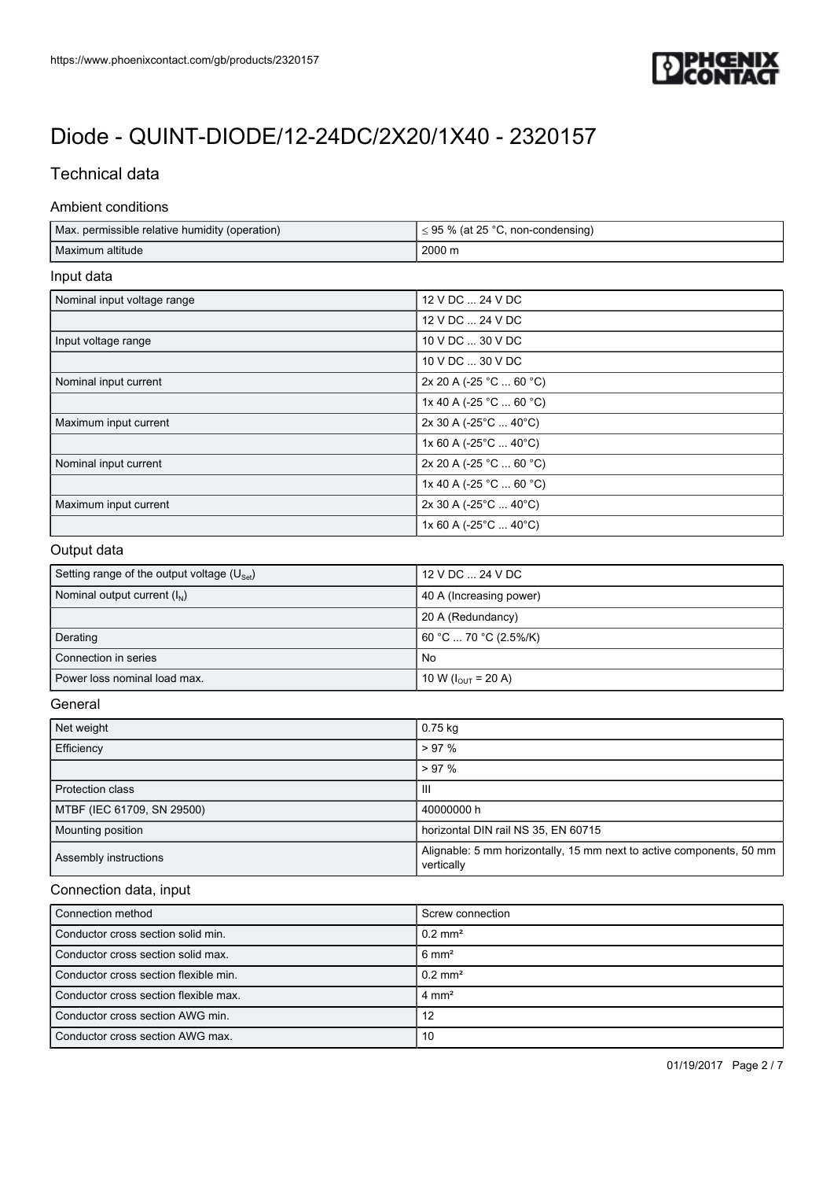# Diode - QUINT-DIODE/12-24DC/2X20/1X40 - 2320157

## Technical data

### Ambient conditions

| | |
|---|---|
| Max. permissible relative humidity (operation) | ≤ 95 % (at 25 °C, non-condensing) |
| Maximum altitude | 2000 m |

### Input data

| | |
|---|---|
| Nominal input voltage range | 12 V DC ... 24 V DC |
| | 12 V DC ... 24 V DC |
| Input voltage range | 10 V DC ... 30 V DC |
| | 10 V DC ... 30 V DC |
| Nominal input current | 2x 20 A (-25 °C ... 60 °C) |
| | 1x 40 A (-25 °C ... 60 °C) |
| Maximum input current | 2x 30 A (-25°C ... 40°C) |
| | 1x 60 A (-25°C ... 40°C) |
| Nominal input current | 2x 20 A (-25 °C ... 60 °C) |
| | 1x 40 A (-25 °C ... 60 °C) |
| Maximum input current | 2x 30 A (-25°C ... 40°C) |
| | 1x 60 A (-25°C ... 40°C) |

### Output data

| | |
|---|---|
| Setting range of the output voltage ($U_{Set}$) | 12 V DC ... 24 V DC |
| Nominal output current ($I_N$) | 40 A (Increasing power) |
| | 20 A (Redundancy) |
| Derating | 60 °C ... 70 °C (2.5%/K) |
| Connection in series | No |
| Power loss nominal load max. | 10 W ($I_{OUT}$ = 20 A) |

### General

| | |
|---|---|
| Net weight | 0.75 kg |
| Efficiency | > 97 % |
| | > 97 % |
| Protection class | III |
| MTBF (IEC 61709, SN 29500) | 40000000 h |
| Mounting position | horizontal DIN rail NS 35, EN 60715 |
| Assembly instructions | Alignable: 5 mm horizontally, 15 mm next to active components, 50 mm vertically |

### Connection data, input

| | |
|---|---|
| Connection method | Screw connection |
| Conductor cross section solid min. | 0.2 mm² |
| Conductor cross section solid max. | 6 mm² |
| Conductor cross section flexible min. | 0.2 mm² |
| Conductor cross section flexible max. | 4 mm² |
| Conductor cross section AWG min. | 12 |
| Conductor cross section AWG max. | 10 |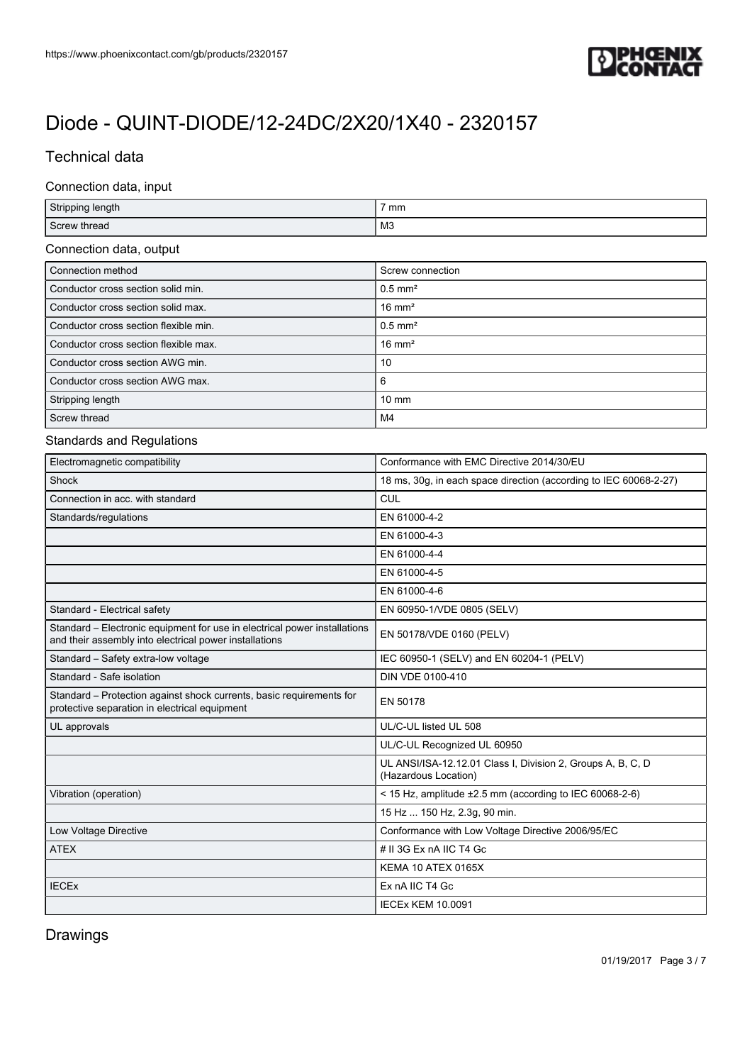# Diode - QUINT-DIODE/12-24DC/2X20/1X40 - 2320157

## Technical data

### Connection data, input

| | |
|---|---|
| Stripping length | 7 mm |
| Screw thread | M3 |

### Connection data, output

| | |
|---|---|
| Connection method | Screw connection |
| Conductor cross section solid min. | 0.5 mm² |
| Conductor cross section solid max. | 16 mm² |
| Conductor cross section flexible min. | 0.5 mm² |
| Conductor cross section flexible max. | 16 mm² |
| Conductor cross section AWG min. | 10 |
| Conductor cross section AWG max. | 6 |
| Stripping length | 10 mm |
| Screw thread | M4 |

### Standards and Regulations

| | |
|---|---|
| Electromagnetic compatibility | Conformance with EMC Directive 2014/30/EU |
| Shock | 18 ms, 30g, in each space direction (according to IEC 60068-2-27) |
| Connection in acc. with standard | CUL |
| Standards/regulations | EN 61000-4-2 |
| | EN 61000-4-3 |
| | EN 61000-4-4 |
| | EN 61000-4-5 |
| | EN 61000-4-6 |
| Standard - Electrical safety | EN 60950-1/VDE 0805 (SELV) |
| Standard – Electronic equipment for use in electrical power installations and their assembly into electrical power installations | EN 50178/VDE 0160 (PELV) |
| Standard – Safety extra-low voltage | IEC 60950-1 (SELV) and EN 60204-1 (PELV) |
| Standard - Safe isolation | DIN VDE 0100-410 |
| Standard – Protection against shock currents, basic requirements for protective separation in electrical equipment | EN 50178 |
| UL approvals | UL/C-UL listed UL 508 |
| | UL/C-UL Recognized UL 60950 |
| | UL ANSI/ISA-12.12.01 Class I, Division 2, Groups A, B, C, D (Hazardous Location) |
| Vibration (operation) | < 15 Hz, amplitude ±2.5 mm (according to IEC 60068-2-6) |
| | 15 Hz ... 150 Hz, 2.3g, 90 min. |
| Low Voltage Directive | Conformance with Low Voltage Directive 2006/95/EC |
| ATEX | # II 3G Ex nA IIC T4 Gc |
| | KEMA 10 ATEX 0165X |
| IECEx | Ex nA IIC T4 Gc |
| | IECEx KEM 10.0091 |

## Drawings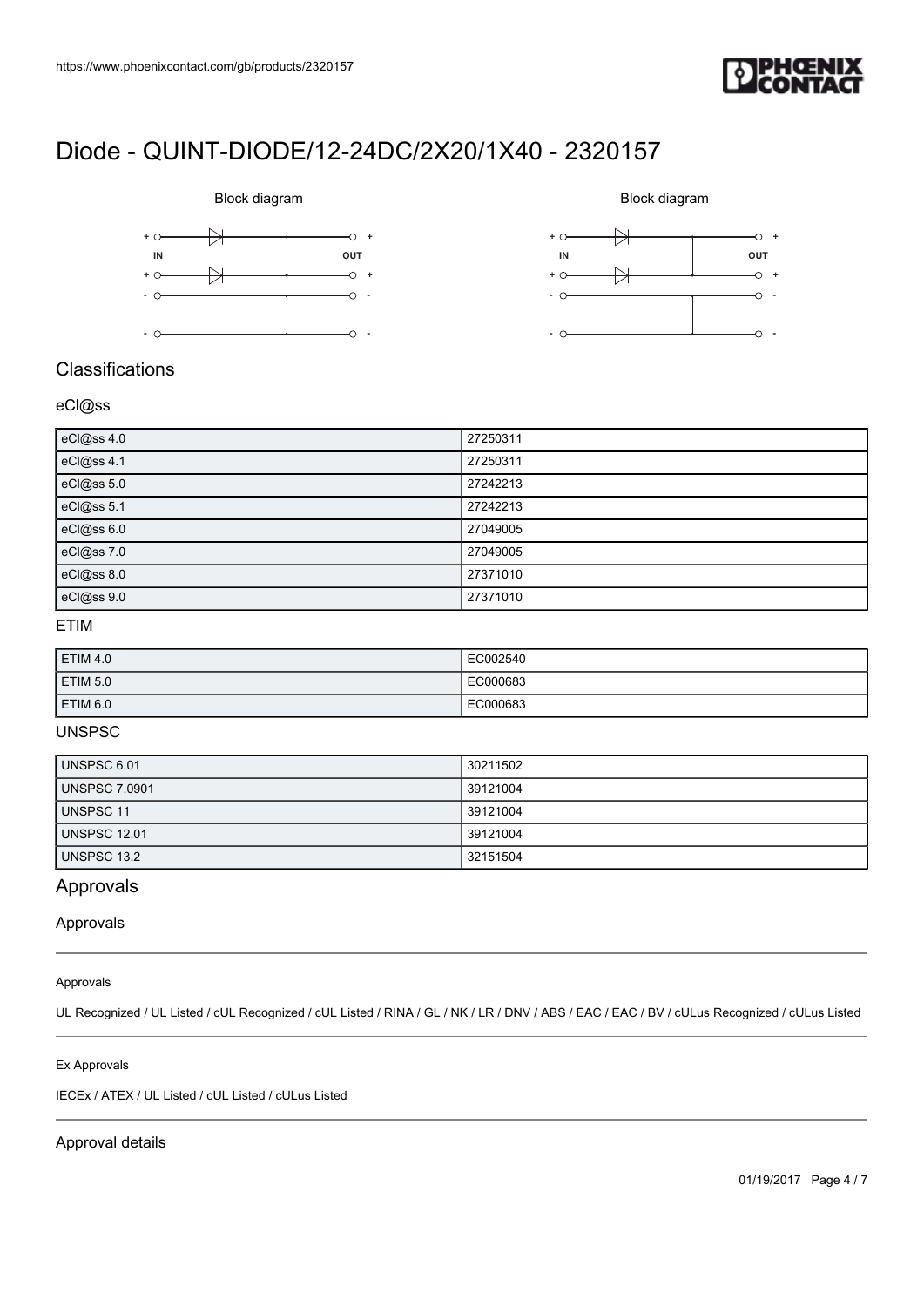# Diode - QUINT-DIODE/12-24DC/2X20/1X40 - 2320157

Block diagram

Block diagram

## Classifications

### eCl@ss

| eCl@ss 4.0 | 27250311 |
| --- | --- |
| eCl@ss 4.1 | 27250311 |
| eCl@ss 5.0 | 27242213 |
| eCl@ss 5.1 | 27242213 |
| eCl@ss 6.0 | 27049005 |
| eCl@ss 7.0 | 27049005 |
| eCl@ss 8.0 | 27371010 |
| eCl@ss 9.0 | 27371010 |

### ETIM

| ETIM 4.0 | EC002540 |
| --- | --- |
| ETIM 5.0 | EC000683 |
| ETIM 6.0 | EC000683 |

### UNSPSC

| UNSPSC 6.01 | 30211502 |
| --- | --- |
| UNSPSC 7.0901 | 39121004 |
| UNSPSC 11 | 39121004 |
| UNSPSC 12.01 | 39121004 |
| UNSPSC 13.2 | 32151504 |

## Approvals

### Approvals

Approvals

UL Recognized / UL Listed / cUL Recognized / cUL Listed / RINA / GL / NK / LR / DNV / ABS / EAC / EAC / BV / cULus Recognized / cULus Listed

Ex Approvals

IECEx / ATEX / UL Listed / cUL Listed / cULus Listed

### Approval details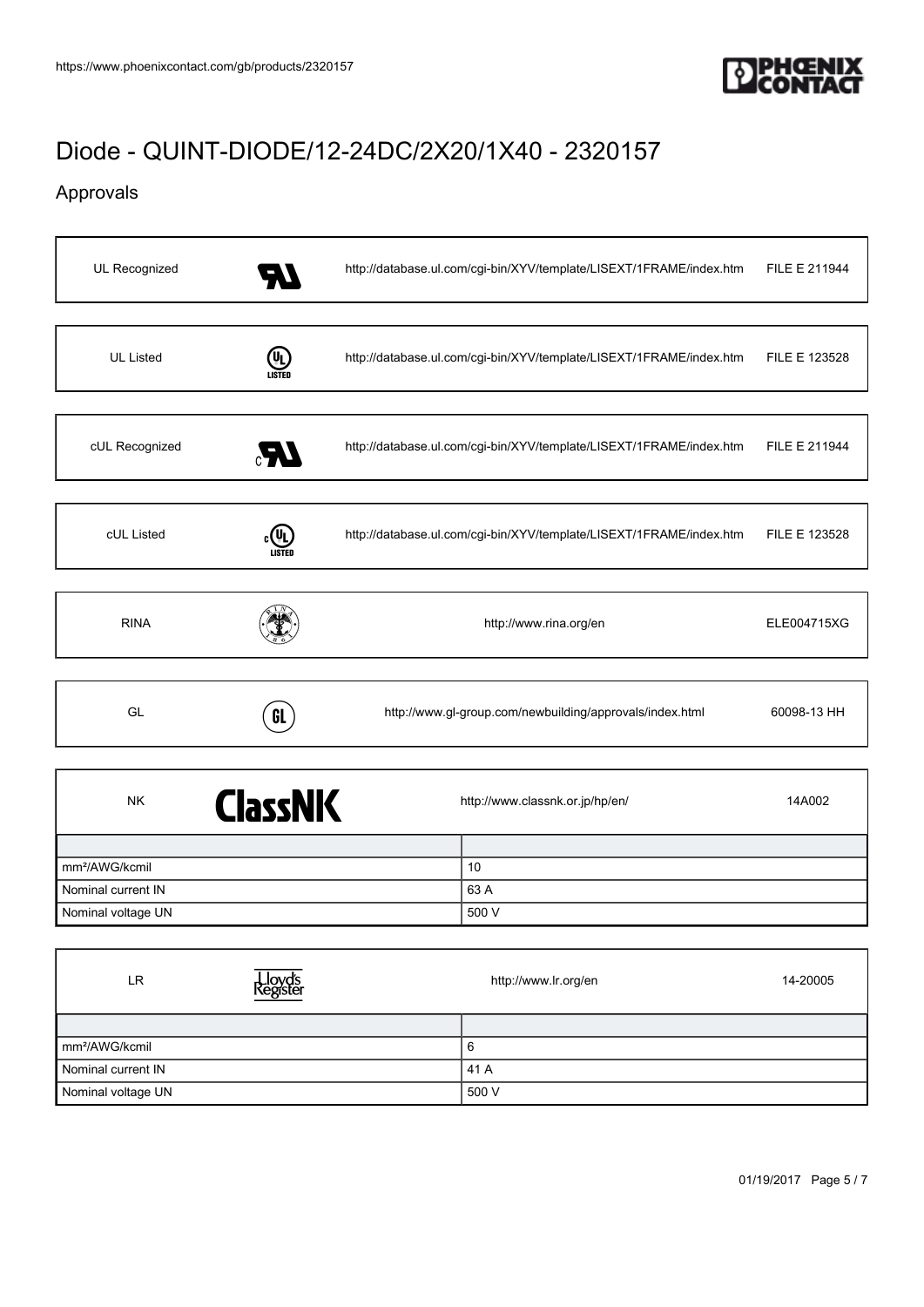# Diode - QUINT-DIODE/12-24DC/2X20/1X40 - 2320157

## Approvals

| UL Recognized | http://database.ul.com/cgi-bin/XYV/template/LISEXT/1FRAME/index.htm | FILE E 211944 |
|---|---|---|

| UL Listed | http://database.ul.com/cgi-bin/XYV/template/LISEXT/1FRAME/index.htm | FILE E 123528 |
|---|---|---|

| cUL Recognized | http://database.ul.com/cgi-bin/XYV/template/LISEXT/1FRAME/index.htm | FILE E 211944 |
|---|---|---|

| cUL Listed | http://database.ul.com/cgi-bin/XYV/template/LISEXT/1FRAME/index.htm | FILE E 123528 |
|---|---|---|

| RINA | http://www.rina.org/en | ELE004715XG |
|---|---|---|

| GL | http://www.gl-group.com/newbuilding/approvals/index.html | 60098-13 HH |
|---|---|---|

| NK | http://www.classnk.or.jp/hp/en/ | 14A002 |
|---|---|---|

| | |
|---|---|
| mm²/AWG/kcmil | 10 |
| Nominal current IN | 63 A |
| Nominal voltage UN | 500 V |

| LR | http://www.lr.org/en | 14-20005 |
|---|---|---|

| | |
|---|---|
| mm²/AWG/kcmil | 6 |
| Nominal current IN | 41 A |
| Nominal voltage UN | 500 V |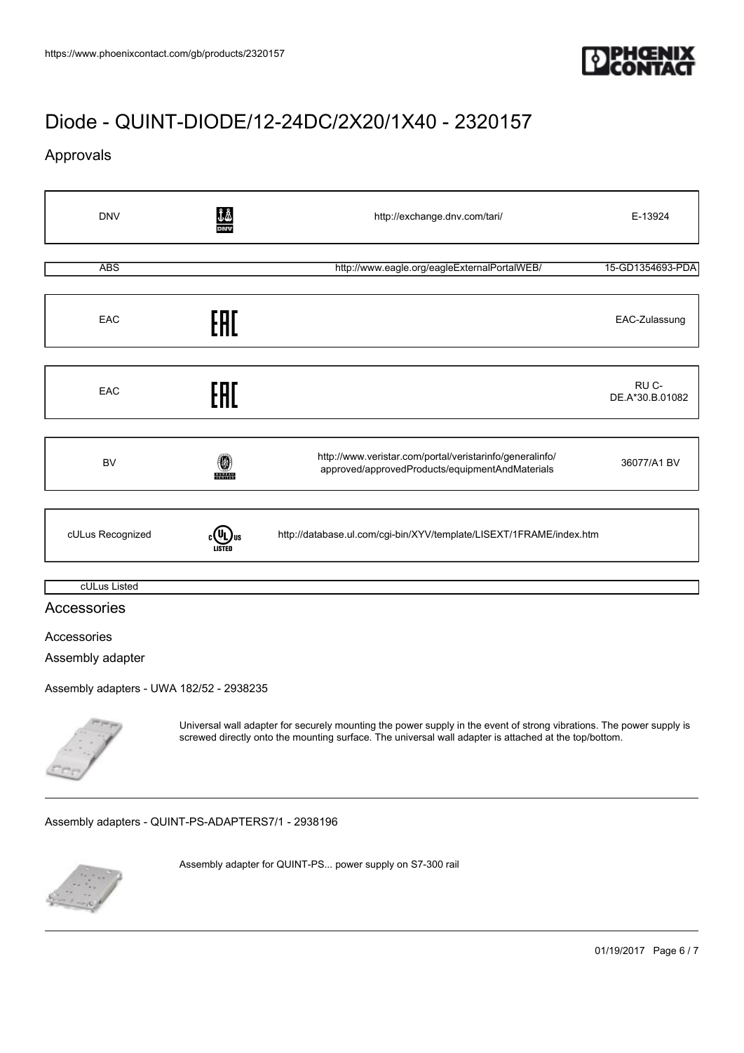# Diode - QUINT-DIODE/12-24DC/2X20/1X40 - 2320157

## Approvals

| | | | |
|---|---|---|---|
| DNV | | http://exchange.dnv.com/tari/ | E-13924 |
| ABS | | http://www.eagle.org/eagleExternalPortalWEB/ | 15-GD1354693-PDA |
| EAC | | | EAC-Zulassung |
| EAC | | | RU C-DE.A*30.B.01082 |
| BV | | http://www.veristar.com/portal/veristarinfo/generalinfo/approved/approvedProducts/equipmentAndMaterials | 36077/A1 BV |
| cULus Recognized | | http://database.ul.com/cgi-bin/XYV/template/LISEXT/1FRAME/index.htm | |
| cULus Listed | | | |

## Accessories

Accessories

Assembly adapter

Assembly adapters - UWA 182/52 - 2938235

Universal wall adapter for securely mounting the power supply in the event of strong vibrations. The power supply is screwed directly onto the mounting surface. The universal wall adapter is attached at the top/bottom.

---

Assembly adapters - QUINT-PS-ADAPTERS7/1 - 2938196

Assembly adapter for QUINT-PS... power supply on S7-300 rail

---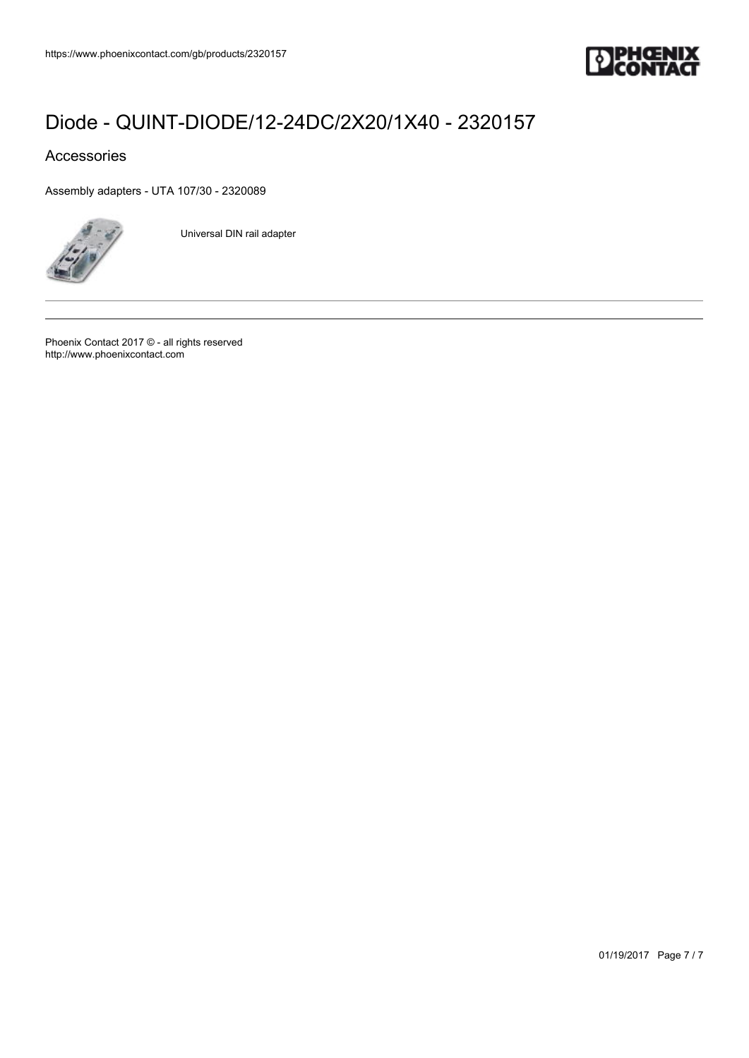# Diode - QUINT-DIODE/12-24DC/2X20/1X40 - 2320157

## Accessories

Assembly adapters - UTA 107/30 - 2320089

Universal DIN rail adapter

---

Phoenix Contact 2017 © - all rights reserved
http://www.phoenixcontact.com